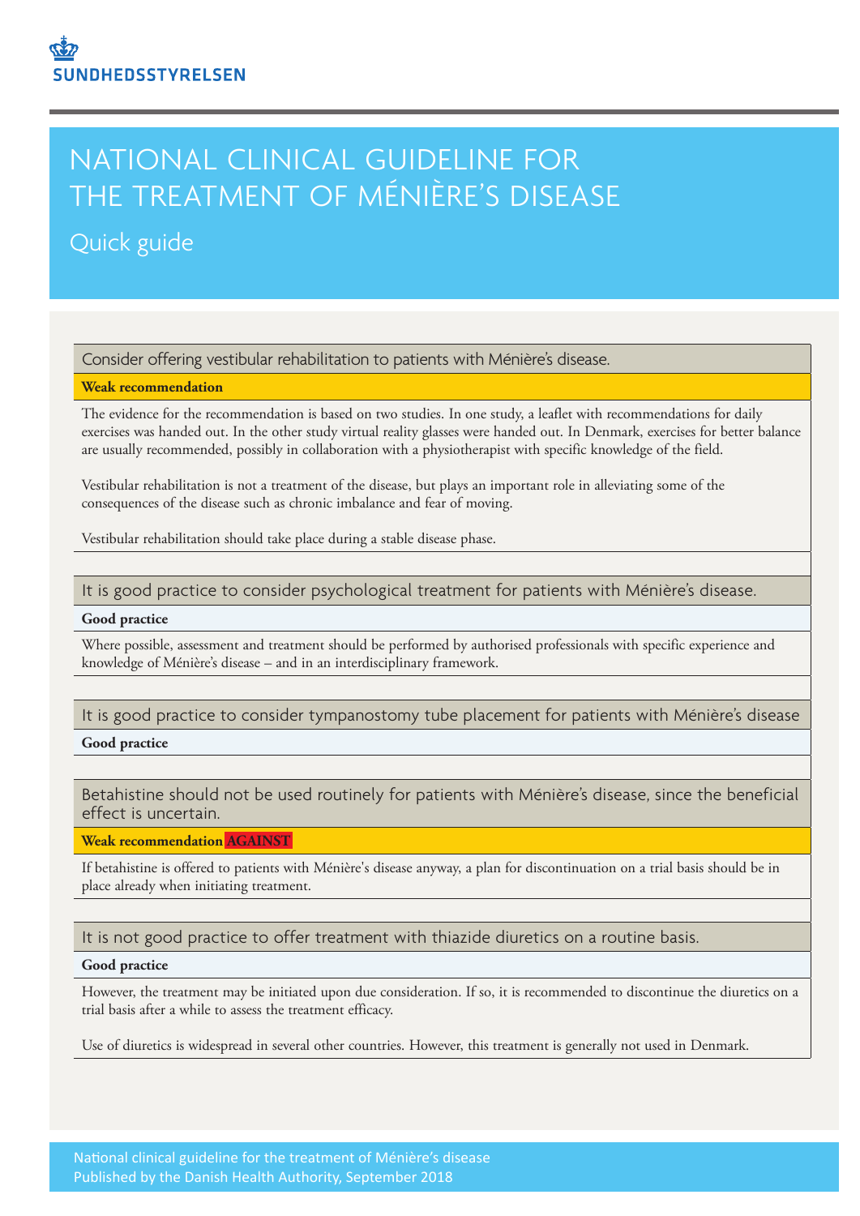SUNDHEDSSTYRELSEN

# NATIONAL CLINICAL GUIDELINE FOR THE TREATMENT OF MÉNIÈRE'S DISEASE

## Quick guide

### Consider offering vestibular rehabilitation to patients with Ménière's disease.

**Weak recommendation**

The evidence for the recommendation is based on two studies. In one study, a leaflet with recommendations for daily exercises was handed out. In the other study virtual reality glasses were handed out. In Denmark, exercises for better balance are usually recommended, possibly in collaboration with a physiotherapist with specific knowledge of the field.

Vestibular rehabilitation is not a treatment of the disease, but plays an important role in alleviating some of the consequences of the disease such as chronic imbalance and fear of moving.

Vestibular rehabilitation should take place during a stable disease phase.

### It is good practice to consider psychological treatment for patients with Ménière's disease.

**Good practice**

Where possible, assessment and treatment should be performed by authorised professionals with specific experience and knowledge of Ménière's disease – and in an interdisciplinary framework.

### It is good practice to consider tympanostomy tube placement for patients with Ménière's disease

**Good practice**

### Betahistine should not be used routinely for patients with Ménière's disease, since the beneficial effect is uncertain.

**Weak recommendation AGAINST**

If betahistine is offered to patients with Ménière's disease anyway, a plan for discontinuation on a trial basis should be in place already when initiating treatment.

### It is not good practice to offer treatment with thiazide diuretics on a routine basis.

**Good practice**

However, the treatment may be initiated upon due consideration. If so, it is recommended to discontinue the diuretics on a trial basis after a while to assess the treatment efficacy.

Use of diuretics is widespread in several other countries. However, this treatment is generally not used in Denmark.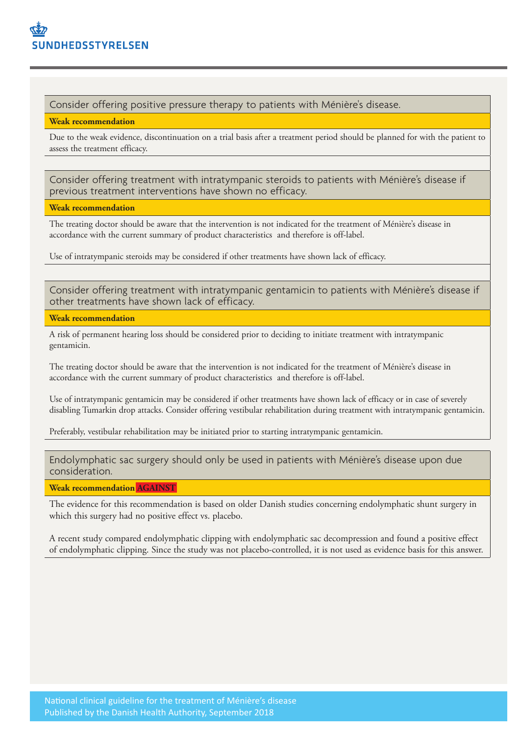## Consider offering positive pressure therapy to patients with Ménière's disease.

**Weak recommendation**

Due to the weak evidence, discontinuation on a trial basis after a treatment period should be planned for with the patient to assess the treatment efficacy.

## Consider offering treatment with intratympanic steroids to patients with Ménière's disease if previous treatment interventions have shown no efficacy.

**Weak recommendation**

The treating doctor should be aware that the intervention is not indicated for the treatment of Ménière's disease in accordance with the current summary of product characteristics and therefore is off-label.

Use of intratympanic steroids may be considered if other treatments have shown lack of efficacy.

## Consider offering treatment with intratympanic gentamicin to patients with Ménière's disease if other treatments have shown lack of efficacy.

**Weak recommendation**

A risk of permanent hearing loss should be considered prior to deciding to initiate treatment with intratympanic gentamicin.

The treating doctor should be aware that the intervention is not indicated for the treatment of Ménière's disease in accordance with the current summary of product characteristics and therefore is off-label.

Use of intratympanic gentamicin may be considered if other treatments have shown lack of efficacy or in case of severely disabling Tumarkin drop attacks. Consider offering vestibular rehabilitation during treatment with intratympanic gentamicin.

Preferably, vestibular rehabilitation may be initiated prior to starting intratympanic gentamicin.

## Endolymphatic sac surgery should only be used in patients with Ménière's disease upon due consideration.

**Weak recommendation AGAINST**

The evidence for this recommendation is based on older Danish studies concerning endolymphatic shunt surgery in which this surgery had no positive effect vs. placebo.

A recent study compared endolymphatic clipping with endolymphatic sac decompression and found a positive effect of endolymphatic clipping. Since the study was not placebo-controlled, it is not used as evidence basis for this answer.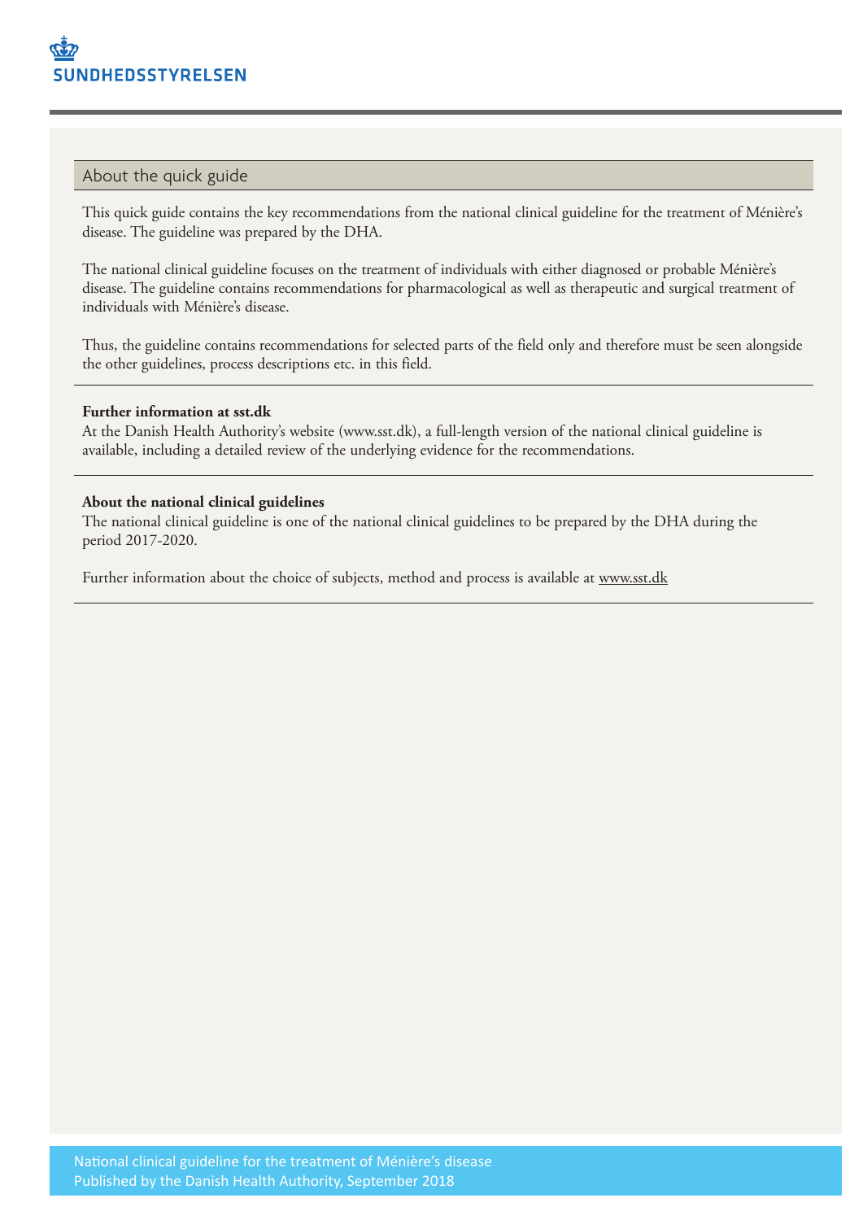SUNDHEDSSTYRELSEN

## About the quick guide

This quick guide contains the key recommendations from the national clinical guideline for the treatment of Ménière's disease. The guideline was prepared by the DHA.

The national clinical guideline focuses on the treatment of individuals with either diagnosed or probable Ménière's disease. The guideline contains recommendations for pharmacological as well as therapeutic and surgical treatment of individuals with Ménière's disease.

Thus, the guideline contains recommendations for selected parts of the field only and therefore must be seen alongside the other guidelines, process descriptions etc. in this field.

**Further information at sst.dk**
At the Danish Health Authority's website (www.sst.dk), a full-length version of the national clinical guideline is available, including a detailed review of the underlying evidence for the recommendations.

**About the national clinical guidelines**
The national clinical guideline is one of the national clinical guidelines to be prepared by the DHA during the period 2017-2020.

Further information about the choice of subjects, method and process is available at www.sst.dk

National clinical guideline for the treatment of Ménière's disease
Published by the Danish Health Authority, September 2018